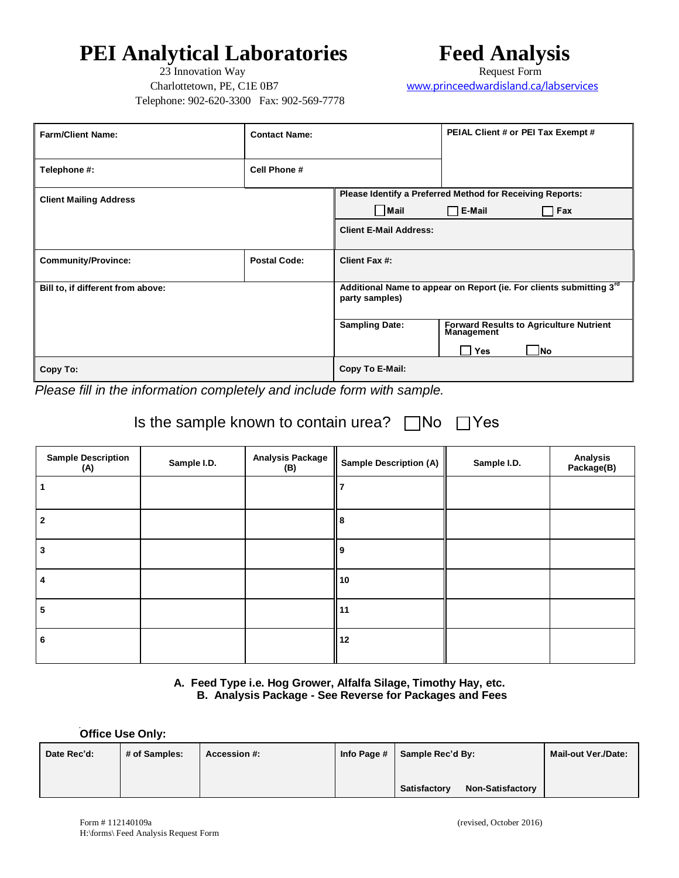# PEI Analytical Laboratories

23 Innovation Way
Charlottetown, PE, C1E 0B7
Telephone: 902-620-3300 Fax: 902-569-7778

# Feed Analysis

Request Form
www.princeedwardisland.ca/labservices

| Farm/Client Name: | Contact Name: | PEIAL Client # or PEI Tax Exempt # |
|---|---|---|
| Telephone #: | Cell Phone # | |
| Client Mailing Address | Please Identify a Preferred Method for Receiving Reports: ☐ Mail ☐ E-Mail ☐ Fax | |
| | Client E-Mail Address: | |
| Community/Province: | Postal Code: | Client Fax #: |
| Bill to, if different from above: | Additional Name to appear on Report (ie. For clients submitting 3rd party samples) | |
| | Sampling Date: | Forward Results to Agriculture Nutrient Management ☐ Yes ☐ No |
| Copy To: | Copy To E-Mail: | |

*Please fill in the information completely and include form with sample.*

Is the sample known to contain urea? ☐ No ☐ Yes

| Sample Description (A) | Sample I.D. | Analysis Package (B) | Sample Description (A) | Sample I.D. | Analysis Package(B) |
|---|---|---|---|---|---|
| 1 | | | 7 | | |
| 2 | | | 8 | | |
| 3 | | | 9 | | |
| 4 | | | 10 | | |
| 5 | | | 11 | | |
| 6 | | | 12 | | |

**A. Feed Type i.e. Hog Grower, Alfalfa Silage, Timothy Hay, etc.**
**B. Analysis Package - See Reverse for Packages and Fees**

**Office Use Only:**

| Date Rec'd: | # of Samples: | Accession #: | Info Page # | Sample Rec'd By: Satisfactory Non-Satisfactory | Mail-out Ver./Date: |
|---|---|---|---|---|---|
| | | | | | |

Form # 112140109a
H:\forms\ Feed Analysis Request Form

(revised, October 2016)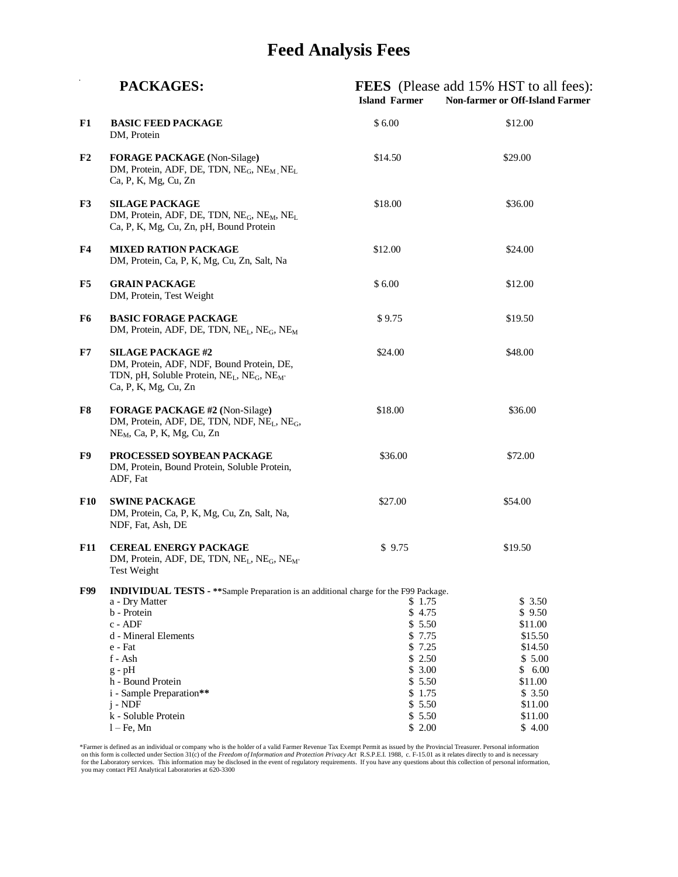# Feed Analysis Fees

| | PACKAGES: | FEES (Please add 15% HST to all fees): Island Farmer | Non-farmer or Off-Island Farmer |
|---|---|---|---|
| F1 | **BASIC FEED PACKAGE**<br>DM, Protein | $ 6.00 | $12.00 |
| F2 | **FORAGE PACKAGE (**Non-Silage**)**<br>DM, Protein, ADF, DE, TDN, $NE_G$, $NE_M$, $NE_L$<br>Ca, P, K, Mg, Cu, Zn | $14.50 | $29.00 |
| F3 | **SILAGE PACKAGE**<br>DM, Protein, ADF, DE, TDN, $NE_G$, $NE_M$, $NE_L$<br>Ca, P, K, Mg, Cu, Zn, pH, Bound Protein | $18.00 | $36.00 |
| F4 | **MIXED RATION PACKAGE**<br>DM, Protein, Ca, P, K, Mg, Cu, Zn, Salt, Na | $12.00 | $24.00 |
| F5 | **GRAIN PACKAGE**<br>DM, Protein, Test Weight | $ 6.00 | $12.00 |
| F6 | **BASIC FORAGE PACKAGE**<br>DM, Protein, ADF, DE, TDN, $NE_L$, $NE_G$, $NE_M$ | $ 9.75 | $19.50 |
| F7 | **SILAGE PACKAGE #2**<br>DM, Protein, ADF, NDF, Bound Protein, DE,<br>TDN, pH, Soluble Protein, $NE_L$, $NE_G$, $NE_M$,<br>Ca, P, K, Mg, Cu, Zn | $24.00 | $48.00 |
| F8 | **FORAGE PACKAGE #2 (**Non-Silage**)**<br>DM, Protein, ADF, DE, TDN, NDF, $NE_L$, $NE_G$,<br>$NE_M$, Ca, P, K, Mg, Cu, Zn | $18.00 | $36.00 |
| F9 | **PROCESSED SOYBEAN PACKAGE**<br>DM, Protein, Bound Protein, Soluble Protein,<br>ADF, Fat | $36.00 | $72.00 |
| F10 | **SWINE PACKAGE**<br>DM, Protein, Ca, P, K, Mg, Cu, Zn, Salt, Na,<br>NDF, Fat, Ash, DE | $27.00 | $54.00 |
| F11 | **CEREAL ENERGY PACKAGE**<br>DM, Protein, ADF, DE, TDN, $NE_L$, $NE_G$, $NE_M$,<br>Test Weight | $ 9.75 | $19.50 |
| F99 | **INDIVIDUAL TESTS -** **Sample Preparation is an additional charge for the F99 Package. | | |
| | a - Dry Matter | $ 1.75 | $ 3.50 |
| | b - Protein | $ 4.75 | $ 9.50 |
| | c - ADF | $ 5.50 | $11.00 |
| | d - Mineral Elements | $ 7.75 | $15.50 |
| | e - Fat | $ 7.25 | $14.50 |
| | f - Ash | $ 2.50 | $ 5.00 |
| | g - pH | $ 3.00 | $ 6.00 |
| | h - Bound Protein | $ 5.50 | $11.00 |
| | i - Sample Preparation** | $ 1.75 | $ 3.50 |
| | j - NDF | $ 5.50 | $11.00 |
| | k - Soluble Protein | $ 5.50 | $11.00 |
| | l – Fe, Mn | $ 2.00 | $ 4.00 |

*Farmer is defined as an individual or company who is the holder of a valid Farmer Revenue Tax Exempt Permit as issued by the Provincial Treasurer. Personal information on this form is collected under Section 31(c) of the *Freedom of Information and Protection Privacy Act* R.S.P.E.I. 1988, c. F-15.01 as it relates directly to and is necessary for the Laboratory services. This information may be disclosed in the event of regulatory requirements. If you have any questions about this collection of personal information, you may contact PEI Analytical Laboratories at 620-3300